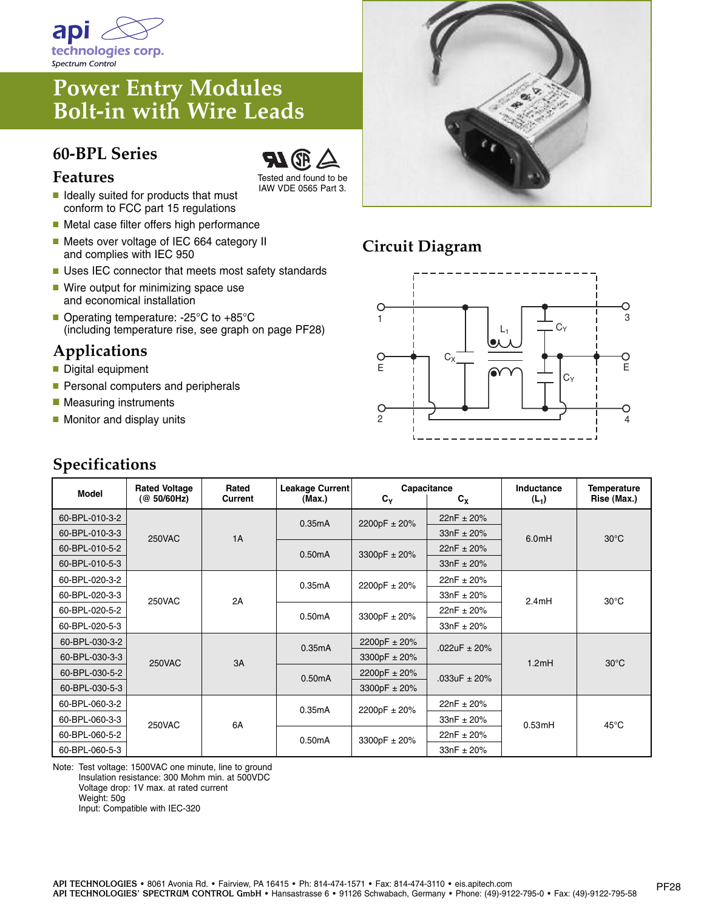api technologies corp.
Spectrum Control

# Power Entry Modules Bolt-in with Wire Leads

## 60-BPL Series

Tested and found to be IAW VDE 0565 Part 3.

### Features

- Ideally suited for products that must conform to FCC part 15 regulations
- Metal case filter offers high performance
- Meets over voltage of IEC 664 category II and complies with IEC 950
- Uses IEC connector that meets most safety standards
- Wire output for minimizing space use and economical installation
- Operating temperature: -25°C to +85°C (including temperature rise, see graph on page PF28)

### Applications

- Digital equipment
- Personal computers and peripherals
- Measuring instruments
- Monitor and display units

## Circuit Diagram

## Specifications

| Model | Rated Voltage (@ 50/60Hz) | Rated Current | Leakage Current (Max.) | Capacitance | | Inductance ($L_1$) | Temperature Rise (Max.) |
|---|---|---|---|---|---|---|---|
| | | | | $C_Y$ | $C_X$ | | |
| 60-BPL-010-3-2 | 250VAC | 1A | 0.35mA | 2200pF ± 20% | 22nF ± 20% | 6.0mH | 30°C |
| 60-BPL-010-3-3 | | | | | 33nF ± 20% | | |
| 60-BPL-010-5-2 | | | 0.50mA | 3300pF ± 20% | 22nF ± 20% | | |
| 60-BPL-010-5-3 | | | | | 33nF ± 20% | | |
| 60-BPL-020-3-2 | 250VAC | 2A | 0.35mA | 2200pF ± 20% | 22nF ± 20% | 2.4mH | 30°C |
| 60-BPL-020-3-3 | | | | | 33nF ± 20% | | |
| 60-BPL-020-5-2 | | | 0.50mA | 3300pF ± 20% | 22nF ± 20% | | |
| 60-BPL-020-5-3 | | | | | 33nF ± 20% | | |
| 60-BPL-030-3-2 | 250VAC | 3A | 0.35mA | 2200pF ± 20% | .022uF ± 20% | 1.2mH | 30°C |
| 60-BPL-030-3-3 | | | | 3300pF ± 20% | | | |
| 60-BPL-030-5-2 | | | 0.50mA | 2200pF ± 20% | .033uF ± 20% | | |
| 60-BPL-030-5-3 | | | | 3300pF ± 20% | | | |
| 60-BPL-060-3-2 | 250VAC | 6A | 0.35mA | 2200pF ± 20% | 22nF ± 20% | 0.53mH | 45°C |
| 60-BPL-060-3-3 | | | | | 33nF ± 20% | | |
| 60-BPL-060-5-2 | | | 0.50mA | 3300pF ± 20% | 22nF ± 20% | | |
| 60-BPL-060-5-3 | | | | | 33nF ± 20% | | |

Note: Test voltage: 1500VAC one minute, line to ground
Insulation resistance: 300 Mohm min. at 500VDC
Voltage drop: 1V max. at rated current
Weight: 50g
Input: Compatible with IEC-320

API TECHNOLOGIES • 8061 Avonia Rd. • Fairview, PA 16415 • Ph: 814-474-1571 • Fax: 814-474-3110 • eis.apitech.com
API TECHNOLOGIES' SPECTRUM CONTROL GmbH • Hansastrasse 6 • 91126 Schwabach, Germany • Phone: (49)-9122-795-0 • Fax: (49)-9122-795-58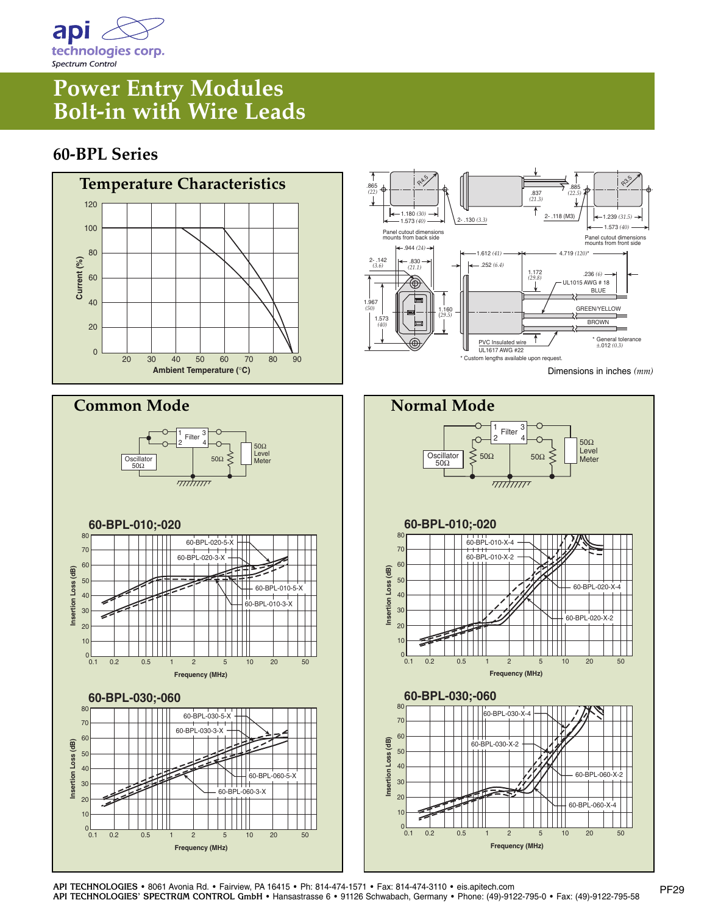# Power Entry Modules
# Bolt-in with Wire Leads

## 60-BPL Series

### Temperature Characteristics

Current (%)
120
100
80
60
40
20
0
20 30 40 50 60 70 80 90
Ambient Temperature (°C)

.865 (22)
R4.5
1.180 (30)
1.573 (40)
Panel cutout dimensions mounts from back side
2- .130 (3.3)
.837 (21.3)
2- .118 (M3)
.885 (22.5)
R3.5
1.239 (31.5)
1.573 (40)
Panel cutout dimensions mounts from front side
.944 (24)
2- .142 (3.6)
.830 (21.1)
1.967 (50)
1.573 (40)
1.160 (29.5)
1.612 (41)
.252 (6.4)
4.719 (120)*
1.172 (29.8)
.236 (6)
UL1015 AWG # 18
BLUE
GREEN/YELLOW
BROWN
PVC Insulated wire
UL1617 AWG #22
* General tolerance ±.012 (0.3)
* Custom lengths available upon request.

Dimensions in inches *(mm)*

### Common Mode

Oscillator 50Ω
Filter 1 2 3 4
50Ω
50Ω Level Meter

**60-BPL-010;-020**

Insertion Loss (dB)
Frequency (MHz)
60-BPL-020-5-X
60-BPL-020-3-X
60-BPL-010-5-X
60-BPL-010-3-X

**60-BPL-030;-060**

Insertion Loss (dB)
Frequency (MHz)
60-BPL-030-5-X
60-BPL-030-3-X
60-BPL-060-5-X
60-BPL-060-3-X

### Normal Mode

Oscillator 50Ω
Filter 1 2 3 4
50Ω
50Ω
50Ω Level Meter

**60-BPL-010;-020**

Insertion Loss (dB)
Frequency (MHz)
60-BPL-010-X-4
60-BPL-010-X-2
60-BPL-020-X-4
60-BPL-020-X-2

**60-BPL-030;-060**

Insertion Loss (dB)
Frequency (MHz)
60-BPL-030-X-4
60-BPL-030-X-2
60-BPL-060-X-2
60-BPL-060-X-4

**API TECHNOLOGIES** • 8061 Avonia Rd. • Fairview, PA 16415 • Ph: 814-474-1571 • Fax: 814-474-3110 • eis.apitech.com
**API TECHNOLOGIES' SPECTRUM CONTROL GmbH** • Hansastrasse 6 • 91126 Schwabach, Germany • Phone: (49)-9122-795-0 • Fax: (49)-9122-795-58

PF29